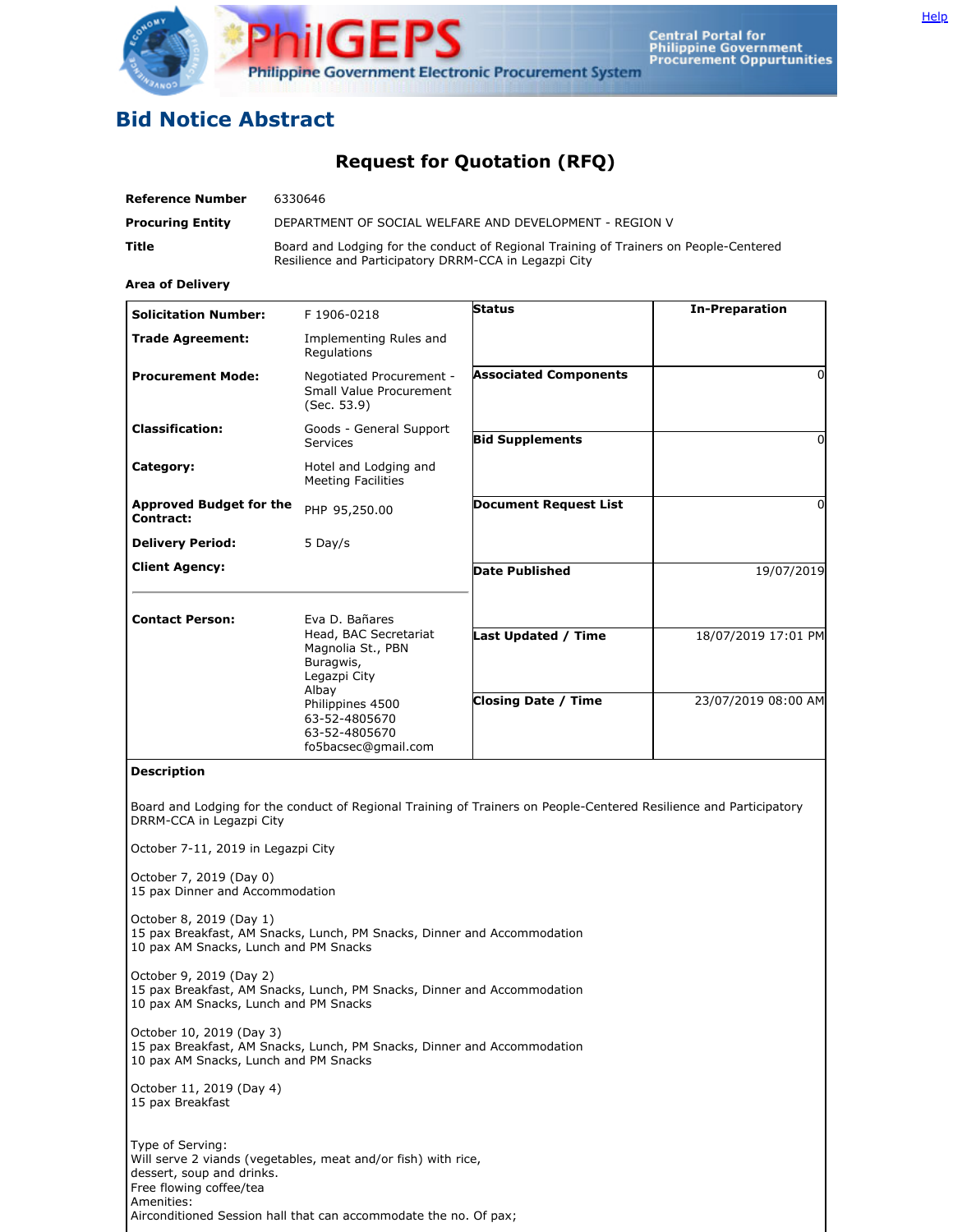# Bid Notice Abstract

## Request for Quotation (RFQ)

| | |
|---|---|
| **Reference Number** | 6330646 |
| **Procuring Entity** | DEPARTMENT OF SOCIAL WELFARE AND DEVELOPMENT - REGION V |
| **Title** | Board and Lodging for the conduct of Regional Training of Trainers on People-Centered Resilience and Participatory DRRM-CCA in Legazpi City |
| **Area of Delivery** | |

| | | | |
|---|---|---|---|
| **Solicitation Number:** | F 1906-0218 | **Status** | **In-Preparation** |
| **Trade Agreement:** | Implementing Rules and Regulations | | |
| **Procurement Mode:** | Negotiated Procurement - Small Value Procurement (Sec. 53.9) | **Associated Components** | 0 |
| **Classification:** | Goods - General Support Services | **Bid Supplements** | 0 |
| **Category:** | Hotel and Lodging and Meeting Facilities | | |
| **Approved Budget for the Contract:** | PHP 95,250.00 | **Document Request List** | 0 |
| **Delivery Period:** | 5 Day/s | | |
| **Client Agency:** | | **Date Published** | 19/07/2019 |
| **Contact Person:** | Eva D. Bañares<br>Head, BAC Secretariat<br>Magnolia St., PBN<br>Buragwis,<br>Legazpi City<br>Albay<br>Philippines 4500<br>63-52-4805670<br>63-52-4805670<br>fo5bacsec@gmail.com | **Last Updated / Time** | 18/07/2019 17:01 PM |
| | | **Closing Date / Time** | 23/07/2019 08:00 AM |

**Description**

Board and Lodging for the conduct of Regional Training of Trainers on People-Centered Resilience and Participatory DRRM-CCA in Legazpi City

October 7-11, 2019 in Legazpi City

October 7, 2019 (Day 0)
15 pax Dinner and Accommodation

October 8, 2019 (Day 1)
15 pax Breakfast, AM Snacks, Lunch, PM Snacks, Dinner and Accommodation
10 pax AM Snacks, Lunch and PM Snacks

October 9, 2019 (Day 2)
15 pax Breakfast, AM Snacks, Lunch, PM Snacks, Dinner and Accommodation
10 pax AM Snacks, Lunch and PM Snacks

October 10, 2019 (Day 3)
15 pax Breakfast, AM Snacks, Lunch, PM Snacks, Dinner and Accommodation
10 pax AM Snacks, Lunch and PM Snacks

October 11, 2019 (Day 4)
15 pax Breakfast

Type of Serving:
Will serve 2 viands (vegetables, meat and/or fish) with rice,
dessert, soup and drinks.
Free flowing coffee/tea
Amenities:
Airconditioned Session hall that can accommodate the no. Of pax;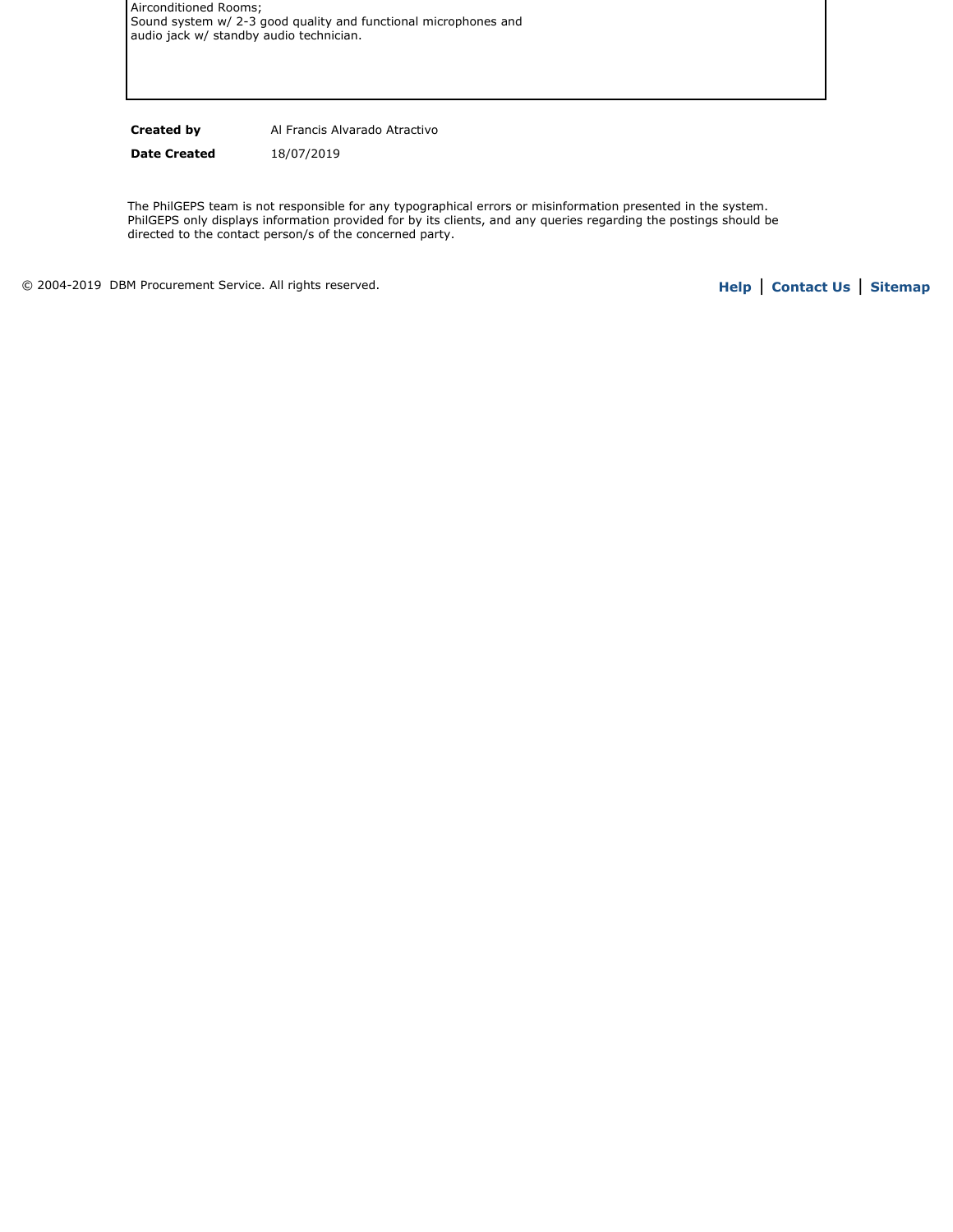Airconditioned Rooms;
Sound system w/ 2-3 good quality and functional microphones and audio jack w/ standby audio technician.

| | |
|---|---|
| **Created by** | Al Francis Alvarado Atractivo |
| **Date Created** | 18/07/2019 |

The PhilGEPS team is not responsible for any typographical errors or misinformation presented in the system. PhilGEPS only displays information provided for by its clients, and any queries regarding the postings should be directed to the contact person/s of the concerned party.

© 2004-2019 DBM Procurement Service. All rights reserved.

**Help** | **Contact Us** | **Sitemap**